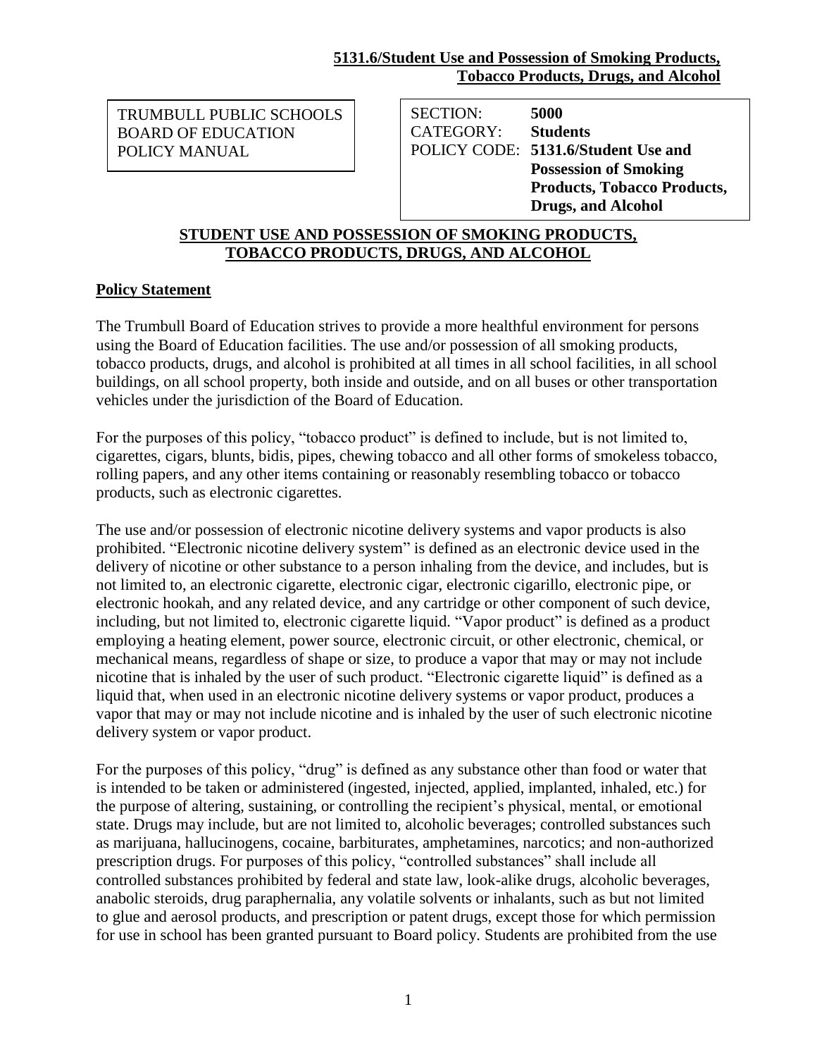**5131.6/Student Use and Possession of Smoking Products, Tobacco Products, Drugs, and Alcohol**

TRUMBULL PUBLIC SCHOOLS
BOARD OF EDUCATION
POLICY MANUAL

| | |
|---|---|
| SECTION: | **5000** |
| CATEGORY: | **Students** |
| POLICY CODE: | **5131.6/Student Use and Possession of Smoking Products, Tobacco Products, Drugs, and Alcohol** |

## STUDENT USE AND POSSESSION OF SMOKING PRODUCTS, TOBACCO PRODUCTS, DRUGS, AND ALCOHOL

### Policy Statement

The Trumbull Board of Education strives to provide a more healthful environment for persons using the Board of Education facilities. The use and/or possession of all smoking products, tobacco products, drugs, and alcohol is prohibited at all times in all school facilities, in all school buildings, on all school property, both inside and outside, and on all buses or other transportation vehicles under the jurisdiction of the Board of Education.

For the purposes of this policy, "tobacco product" is defined to include, but is not limited to, cigarettes, cigars, blunts, bidis, pipes, chewing tobacco and all other forms of smokeless tobacco, rolling papers, and any other items containing or reasonably resembling tobacco or tobacco products, such as electronic cigarettes.

The use and/or possession of electronic nicotine delivery systems and vapor products is also prohibited. "Electronic nicotine delivery system" is defined as an electronic device used in the delivery of nicotine or other substance to a person inhaling from the device, and includes, but is not limited to, an electronic cigarette, electronic cigar, electronic cigarillo, electronic pipe, or electronic hookah, and any related device, and any cartridge or other component of such device, including, but not limited to, electronic cigarette liquid. "Vapor product" is defined as a product employing a heating element, power source, electronic circuit, or other electronic, chemical, or mechanical means, regardless of shape or size, to produce a vapor that may or may not include nicotine that is inhaled by the user of such product. "Electronic cigarette liquid" is defined as a liquid that, when used in an electronic nicotine delivery systems or vapor product, produces a vapor that may or may not include nicotine and is inhaled by the user of such electronic nicotine delivery system or vapor product.

For the purposes of this policy, "drug" is defined as any substance other than food or water that is intended to be taken or administered (ingested, injected, applied, implanted, inhaled, etc.) for the purpose of altering, sustaining, or controlling the recipient's physical, mental, or emotional state. Drugs may include, but are not limited to, alcoholic beverages; controlled substances such as marijuana, hallucinogens, cocaine, barbiturates, amphetamines, narcotics; and non-authorized prescription drugs. For purposes of this policy, "controlled substances" shall include all controlled substances prohibited by federal and state law, look-alike drugs, alcoholic beverages, anabolic steroids, drug paraphernalia, any volatile solvents or inhalants, such as but not limited to glue and aerosol products, and prescription or patent drugs, except those for which permission for use in school has been granted pursuant to Board policy. Students are prohibited from the use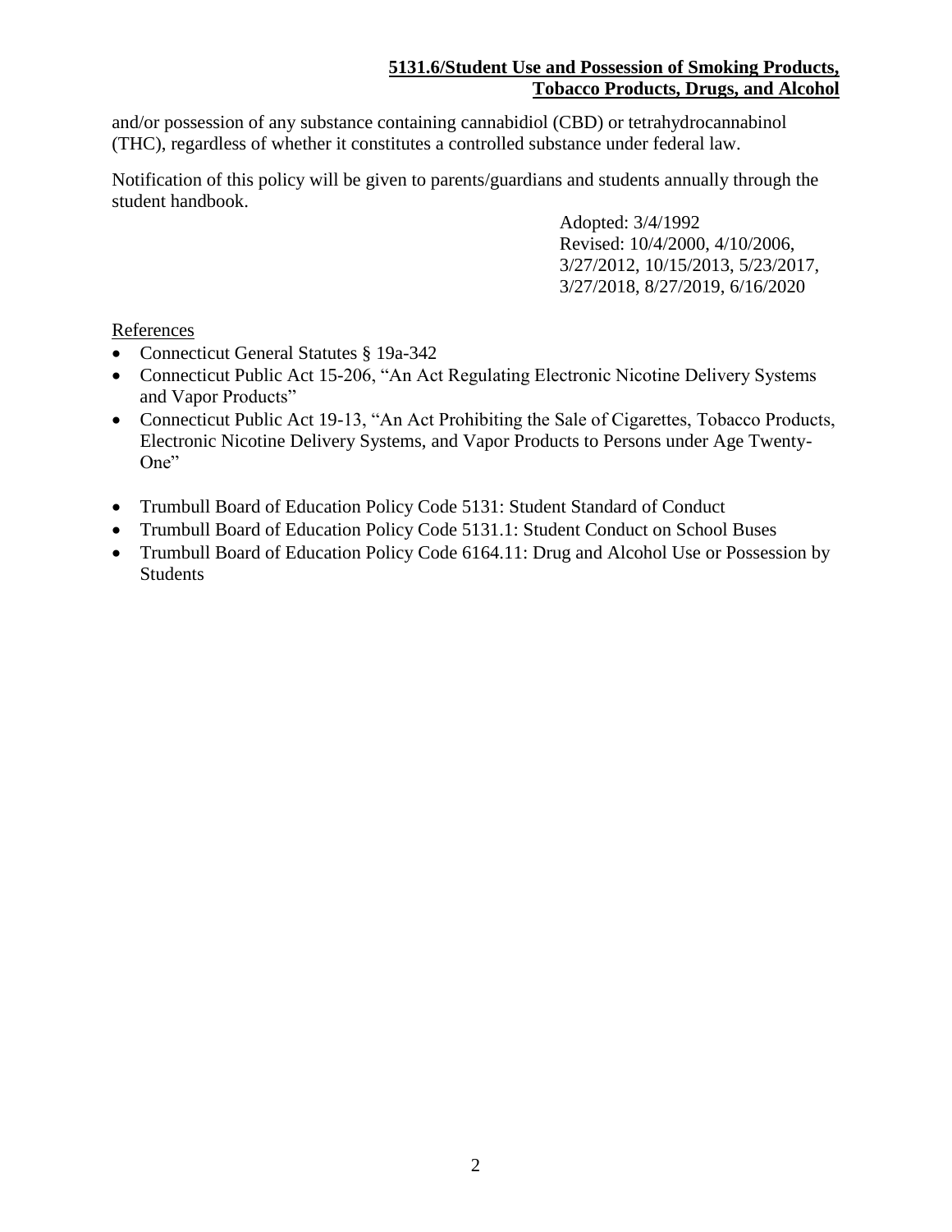and/or possession of any substance containing cannabidiol (CBD) or tetrahydrocannabinol (THC), regardless of whether it constitutes a controlled substance under federal law.

Notification of this policy will be given to parents/guardians and students annually through the student handbook.

Adopted: 3/4/1992
Revised: 10/4/2000, 4/10/2006, 3/27/2012, 10/15/2013, 5/23/2017, 3/27/2018, 8/27/2019, 6/16/2020

References

- Connecticut General Statutes § 19a-342
- Connecticut Public Act 15-206, "An Act Regulating Electronic Nicotine Delivery Systems and Vapor Products"
- Connecticut Public Act 19-13, "An Act Prohibiting the Sale of Cigarettes, Tobacco Products, Electronic Nicotine Delivery Systems, and Vapor Products to Persons under Age Twenty-One"

- Trumbull Board of Education Policy Code 5131: Student Standard of Conduct
- Trumbull Board of Education Policy Code 5131.1: Student Conduct on School Buses
- Trumbull Board of Education Policy Code 6164.11: Drug and Alcohol Use or Possession by Students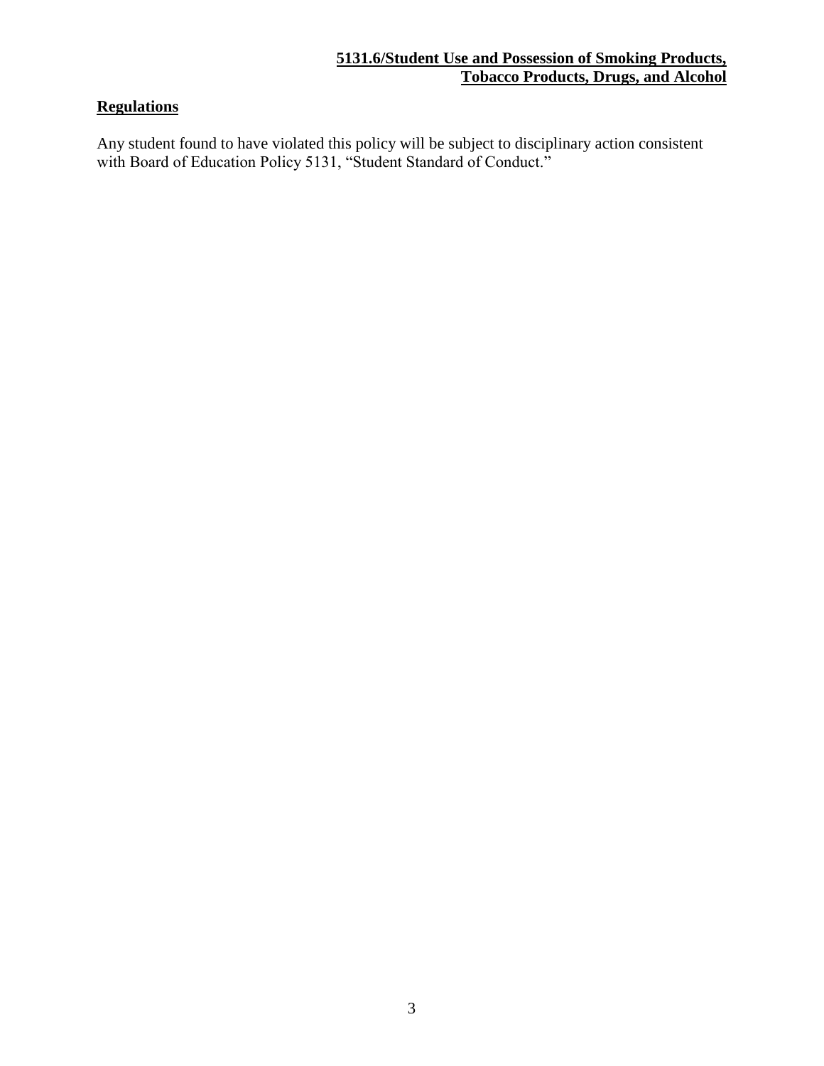## Regulations

Any student found to have violated this policy will be subject to disciplinary action consistent with Board of Education Policy 5131, "Student Standard of Conduct."